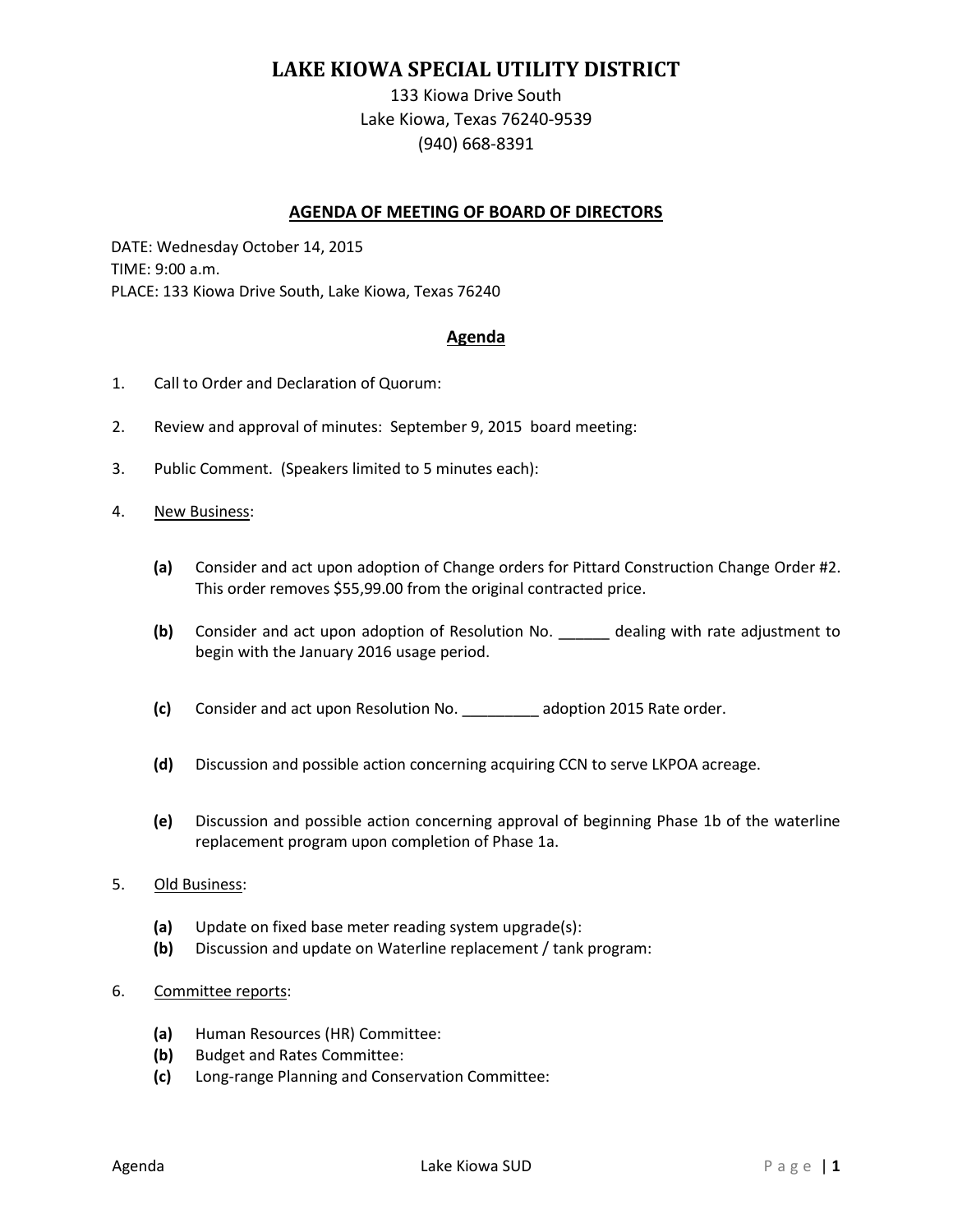# LAKE KIOWA SPECIAL UTILITY DISTRICT

133 Kiowa Drive South
Lake Kiowa, Texas 76240-9539
(940) 668-8391

## AGENDA OF MEETING OF BOARD OF DIRECTORS

DATE: Wednesday October 14, 2015
TIME: 9:00 a.m.
PLACE: 133 Kiowa Drive South, Lake Kiowa, Texas 76240

## Agenda

1. Call to Order and Declaration of Quorum:

2. Review and approval of minutes: September 9, 2015 board meeting:

3. Public Comment. (Speakers limited to 5 minutes each):

4. New Business:

   **(a)** Consider and act upon adoption of Change orders for Pittard Construction Change Order #2. This order removes $55,99.00 from the original contracted price.

   **(b)** Consider and act upon adoption of Resolution No. ______ dealing with rate adjustment to begin with the January 2016 usage period.

   **(c)** Consider and act upon Resolution No. _________ adoption 2015 Rate order.

   **(d)** Discussion and possible action concerning acquiring CCN to serve LKPOA acreage.

   **(e)** Discussion and possible action concerning approval of beginning Phase 1b of the waterline replacement program upon completion of Phase 1a.

5. Old Business:

   **(a)** Update on fixed base meter reading system upgrade(s):
   **(b)** Discussion and update on Waterline replacement / tank program:

6. Committee reports:

   **(a)** Human Resources (HR) Committee:
   **(b)** Budget and Rates Committee:
   **(c)** Long-range Planning and Conservation Committee: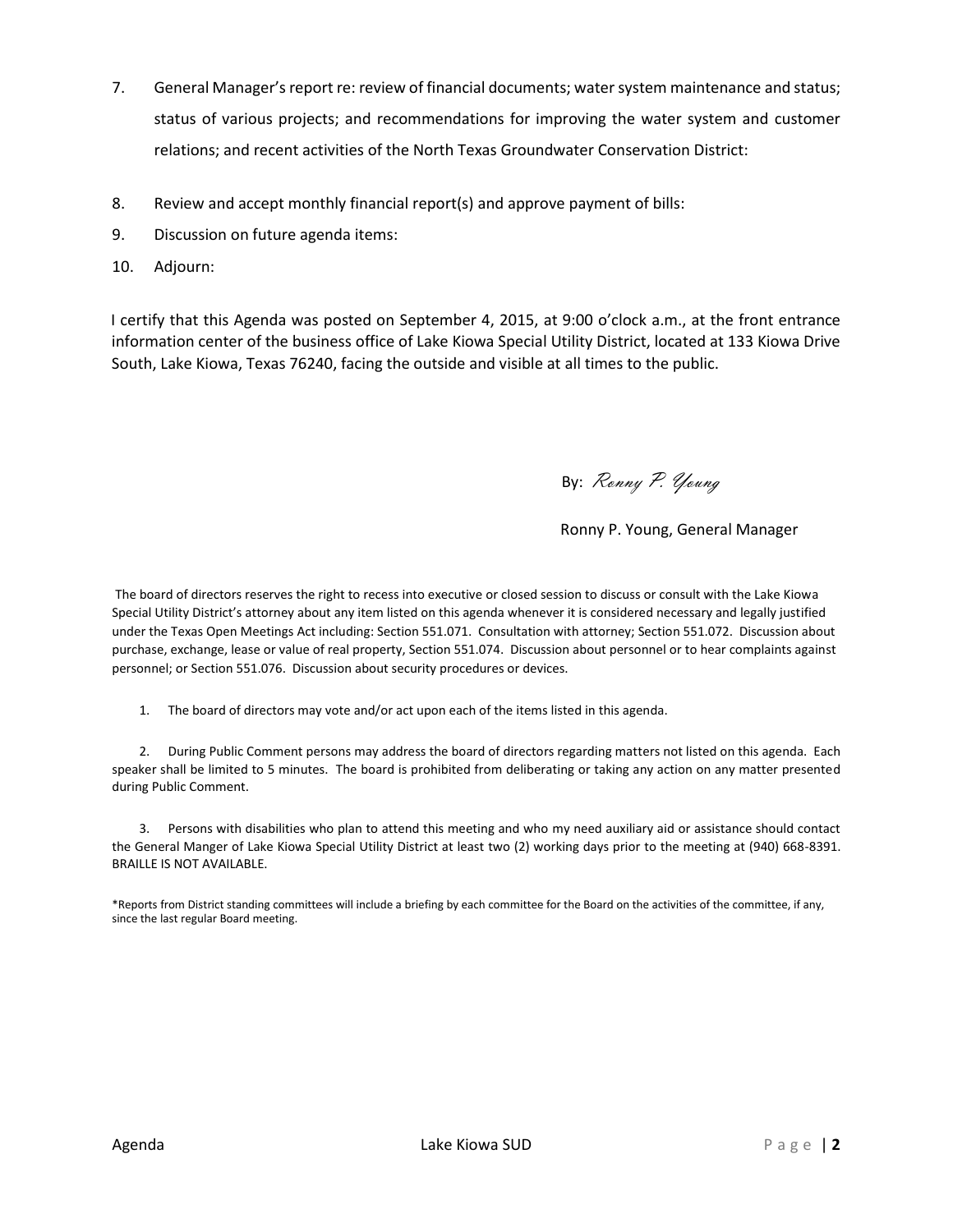7. General Manager's report re: review of financial documents; water system maintenance and status; status of various projects; and recommendations for improving the water system and customer relations; and recent activities of the North Texas Groundwater Conservation District:

8. Review and accept monthly financial report(s) and approve payment of bills:

9. Discussion on future agenda items:

10. Adjourn:

I certify that this Agenda was posted on September 4, 2015, at 9:00 o'clock a.m., at the front entrance information center of the business office of Lake Kiowa Special Utility District, located at 133 Kiowa Drive South, Lake Kiowa, Texas 76240, facing the outside and visible at all times to the public.

By: *Ronny P. Young*

Ronny P. Young, General Manager

The board of directors reserves the right to recess into executive or closed session to discuss or consult with the Lake Kiowa Special Utility District's attorney about any item listed on this agenda whenever it is considered necessary and legally justified under the Texas Open Meetings Act including: Section 551.071. Consultation with attorney; Section 551.072. Discussion about purchase, exchange, lease or value of real property, Section 551.074. Discussion about personnel or to hear complaints against personnel; or Section 551.076. Discussion about security procedures or devices.

1. The board of directors may vote and/or act upon each of the items listed in this agenda.

2. During Public Comment persons may address the board of directors regarding matters not listed on this agenda. Each speaker shall be limited to 5 minutes. The board is prohibited from deliberating or taking any action on any matter presented during Public Comment.

3. Persons with disabilities who plan to attend this meeting and who my need auxiliary aid or assistance should contact the General Manger of Lake Kiowa Special Utility District at least two (2) working days prior to the meeting at (940) 668-8391. BRAILLE IS NOT AVAILABLE.

*Reports from District standing committees will include a briefing by each committee for the Board on the activities of the committee, if any, since the last regular Board meeting.